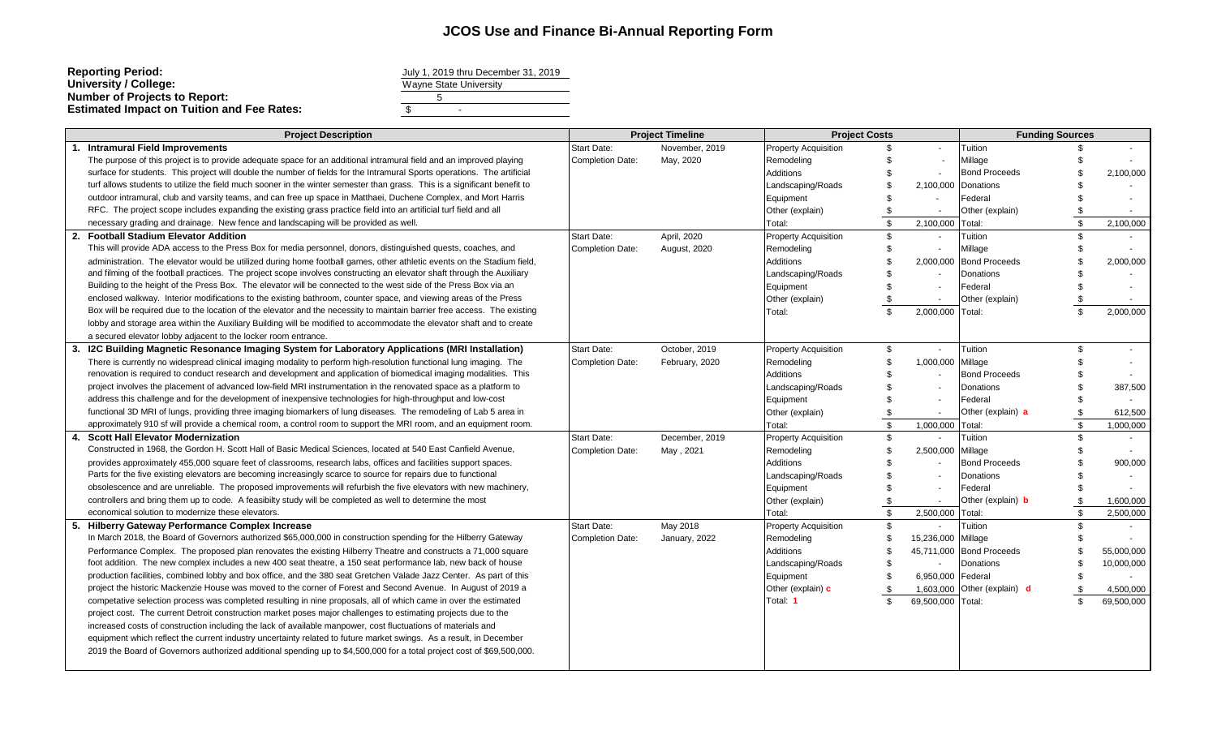# JCOS Use and Finance Bi-Annual Reporting Form

**Reporting Period:** July 1, 2019 thru December 31, 2019
**University / College:** Wayne State University
**Number of Projects to Report:** 5
**Estimated Impact on Tuition and Fee Rates:** $ -

| Project Description | Project Timeline | | Project Costs | | Funding Sources | |
|---|---|---|---|---|---|---|
| **1. Intramural Field Improvements** | Start Date: | November, 2019 | Property Acquisition | $ - | Tuition | $ - |
| The purpose of this project is to provide adequate space for an additional intramural field and an improved playing surface for students. This project will double the number of fields for the Intramural Sports operations. The artificial turf allows students to utilize the field much sooner in the winter semester than grass. This is a significant benefit to outdoor intramural, club and varsity teams, and can free up space in Matthaei, Duchene Complex, and Mort Harris RFC. The project scope includes expanding the existing grass practice field into an artificial turf field and all necessary grading and drainage. New fence and landscaping will be provided as well. | Completion Date: | May, 2020 | Remodeling | $ - | Millage | $ - |
| | | | Additions | $ - | Bond Proceeds | $ 2,100,000 |
| | | | Landscaping/Roads | $ 2,100,000 | Donations | $ - |
| | | | Equipment | $ - | Federal | $ - |
| | | | Other (explain) | $ - | Other (explain) | $ - |
| | | | Total: | $ 2,100,000 | Total: | $ 2,100,000 |
| **2. Football Stadium Elevator Addition** | Start Date: | April, 2020 | Property Acquisition | $ - | Tuition | $ - |
| This will provide ADA access to the Press Box for media personnel, donors, distinguished quests, coaches, and administration. The elevator would be utilized during home football games, other athletic events on the Stadium field, and filming of the football practices. The project scope involves constructing an elevator shaft through the Auxiliary Building to the height of the Press Box. The elevator will be connected to the west side of the Press Box via an enclosed walkway. Interior modifications to the existing bathroom, counter space, and viewing areas of the Press Box will be required due to the location of the elevator and the necessity to maintain barrier free access. The existing lobby and storage area within the Auxiliary Building will be modified to accommodate the elevator shaft and to create a secured elevator lobby adjacent to the locker room entrance. | Completion Date: | August, 2020 | Remodeling | $ - | Millage | $ - |
| | | | Additions | $ 2,000,000 | Bond Proceeds | $ 2,000,000 |
| | | | Landscaping/Roads | $ - | Donations | $ - |
| | | | Equipment | $ - | Federal | $ - |
| | | | Other (explain) | $ - | Other (explain) | $ - |
| | | | Total: | $ 2,000,000 | Total: | $ 2,000,000 |
| **3. I2C Building Magnetic Resonance Imaging System for Laboratory Applications (MRI Installation)** | Start Date: | October, 2019 | Property Acquisition | $ - | Tuition | $ - |
| There is currently no widespread clinical imaging modality to perform high-resolution functional lung imaging. The renovation is required to conduct research and development and application of biomedical imaging modalities. This project involves the placement of advanced low-field MRI instrumentation in the renovated space as a platform to address this challenge and for the development of inexpensive technologies for high-throughput and low-cost functional 3D MRI of lungs, providing three imaging biomarkers of lung diseases. The remodeling of Lab 5 area in approximately 910 sf will provide a chemical room, a control room to support the MRI room, and an equipment room. | Completion Date: | February, 2020 | Remodeling | $ 1,000,000 | Millage | $ - |
| | | | Additions | $ - | Bond Proceeds | $ - |
| | | | Landscaping/Roads | $ - | Donations | $ 387,500 |
| | | | Equipment | $ - | Federal | $ - |
| | | | Other (explain) | $ - | Other (explain) **a** | $ 612,500 |
| | | | Total: | $ 1,000,000 | Total: | $ 1,000,000 |
| **4. Scott Hall Elevator Modernization** | Start Date: | December, 2019 | Property Acquisition | $ - | Tuition | $ - |
| Constructed in 1968, the Gordon H. Scott Hall of Basic Medical Sciences, located at 540 East Canfield Avenue, provides approximately 455,000 square feet of classrooms, research labs, offices and facilities support spaces. Parts for the five existing elevators are becoming increasingly scarce to source for repairs due to functional obsolescence and are unreliable. The proposed improvements will refurbish the five elevators with new machinery, controllers and bring them up to code. A feasibilty study will be completed as well to determine the most economical solution to modernize these elevators. | Completion Date: | May , 2021 | Remodeling | $ 2,500,000 | Millage | $ - |
| | | | Additions | $ - | Bond Proceeds | $ 900,000 |
| | | | Landscaping/Roads | $ - | Donations | $ - |
| | | | Equipment | $ - | Federal | $ - |
| | | | Other (explain) | $ - | Other (explain) **b** | $ 1,600,000 |
| | | | Total: | $ 2,500,000 | Total: | $ 2,500,000 |
| **5. Hilberry Gateway Performance Complex Increase** | Start Date: | May 2018 | Property Acquisition | $ - | Tuition | $ - |
| In March 2018, the Board of Governors authorized $65,000,000 in construction spending for the Hilberry Gateway Performance Complex. The proposed plan renovates the existing Hilberry Theatre and constructs a 71,000 square foot addition. The new complex includes a new 400 seat theatre, a 150 seat performance lab, new back of house production facilities, combined lobby and box office, and the 380 seat Gretchen Valade Jazz Center. As part of this project the historic Mackenzie House was moved to the corner of Forest and Second Avenue. In August of 2019 a competative selection process was completed resulting in nine proposals, all of which came in over the estimated project cost. The current Detroit construction market poses major challenges to estimating projects due to the increased costs of construction including the lack of available manpower, cost fluctuations of materials and equipment which reflect the current industry uncertainty related to future market swings. As a result, in December 2019 the Board of Governors authorized additional spending up to $4,500,000 for a total project cost of $69,500,000. | Completion Date: | January, 2022 | Remodeling | $ 15,236,000 | Millage | $ - |
| | | | Additions | $ 45,711,000 | Bond Proceeds | $ 55,000,000 |
| | | | Landscaping/Roads | $ - | Donations | $ 10,000,000 |
| | | | Equipment | $ 6,950,000 | Federal | $ - |
| | | | Other (explain) **c** | $ 1,603,000 | Other (explain) **d** | $ 4,500,000 |
| | | | Total: **1** | $ 69,500,000 | Total: | $ 69,500,000 |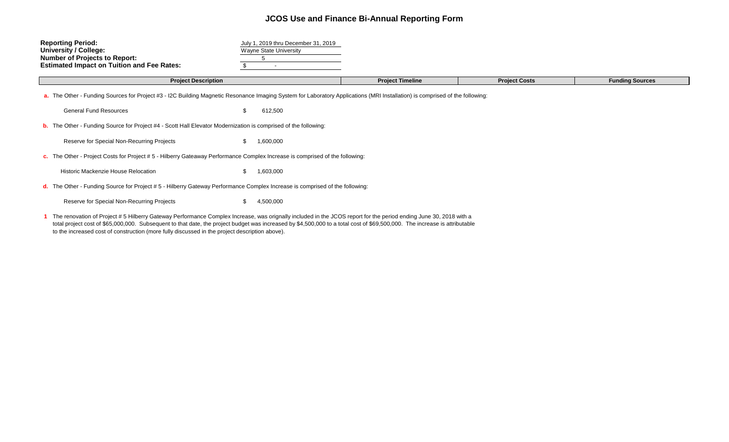# JCOS Use and Finance Bi-Annual Reporting Form

**Reporting Period:** July 1, 2019 thru December 31, 2019
**University / College:** Wayne State University
**Number of Projects to Report:** 5
**Estimated Impact on Tuition and Fee Rates:** $ -

| Project Description | Project Timeline | Project Costs | Funding Sources |
|---|---|---|---|

**a.** The Other - Funding Sources for Project #3 - I2C Building Magnetic Resonance Imaging System for Laboratory Applications (MRI Installation) is comprised of the following:

| | |
|---|---|
| General Fund Resources | $ 612,500 |

**b.** The Other - Funding Source for Project #4 - Scott Hall Elevator Modernization is comprised of the following:

| | |
|---|---|
| Reserve for Special Non-Recurring Projects | $ 1,600,000 |

**c.** The Other - Project Costs for Project # 5 - Hilberry Gateaway Performance Complex Increase is comprised of the following:

| | |
|---|---|
| Historic Mackenzie House Relocation | $ 1,603,000 |

**d.** The Other - Funding Source for Project # 5 - Hilberry Gateaway Performance Complex Increase is comprised of the following:

| | |
|---|---|
| Reserve for Special Non-Recurring Projects | $ 4,500,000 |

**1** The renovation of Project # 5 Hilberry Gateway Performance Complex Increase, was orignally included in the JCOS report for the period ending June 30, 2018 with a total project cost of $65,000,000. Subsequent to that date, the project budget was increased by $4,500,000 to a total cost of $69,500,000. The increase is attributable to the increased cost of construction (more fully discussed in the project description above).